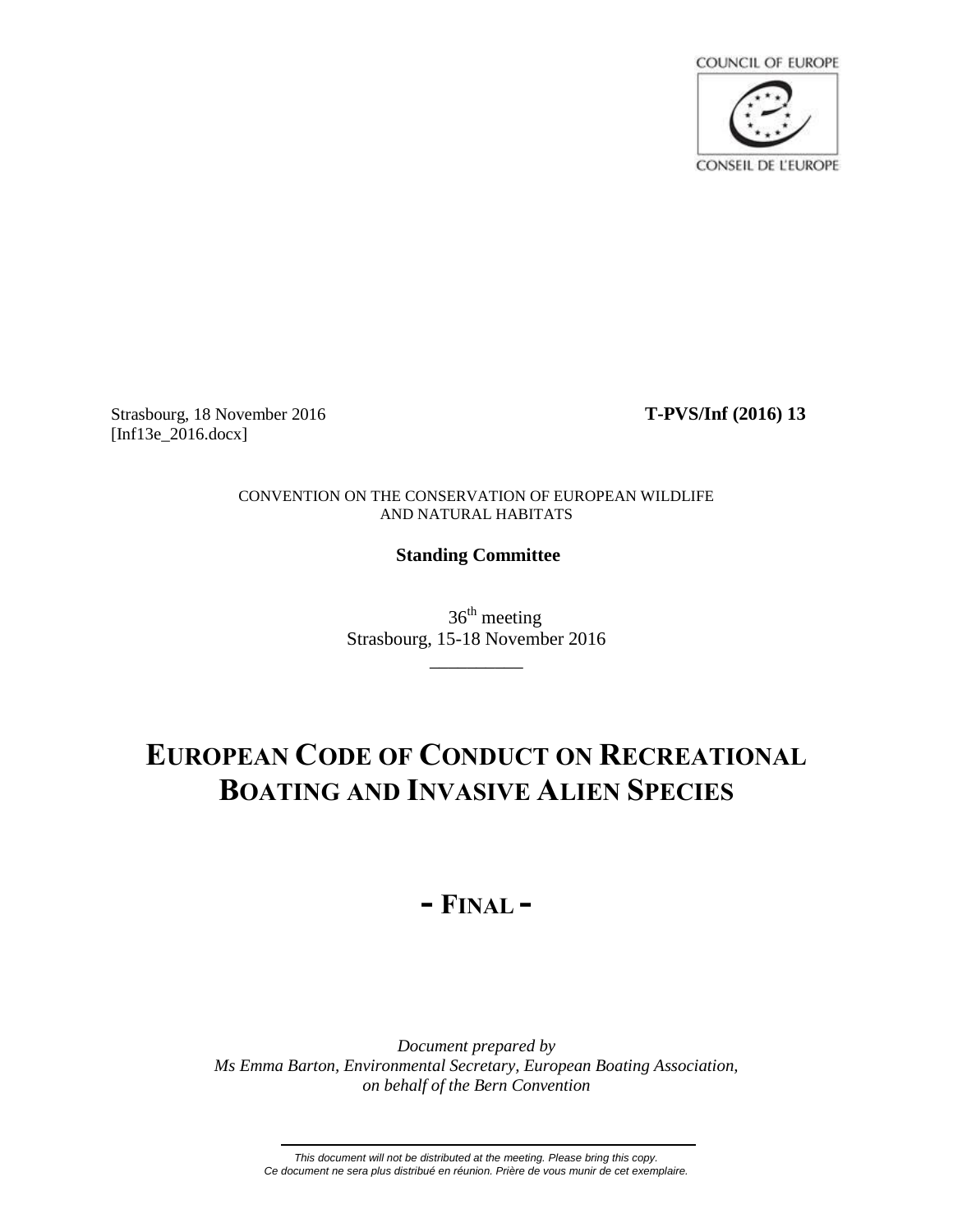COUNCIL OF EUROPE

CONSEIL DE L'EUROPE

Strasbourg, 18 November 2016
[Inf13e_2016.docx]

**T-PVS/Inf (2016) 13**

CONVENTION ON THE CONSERVATION OF EUROPEAN WILDLIFE AND NATURAL HABITATS

**Standing Committee**

36th meeting
Strasbourg, 15-18 November 2016

# EUROPEAN CODE OF CONDUCT ON RECREATIONAL BOATING AND INVASIVE ALIEN SPECIES

## - FINAL -

*Document prepared by*
*Ms Emma Barton, Environmental Secretary, European Boating Association, on behalf of the Bern Convention*

*This document will not be distributed at the meeting. Please bring this copy.*
*Ce document ne sera plus distribué en réunion. Prière de vous munir de cet exemplaire.*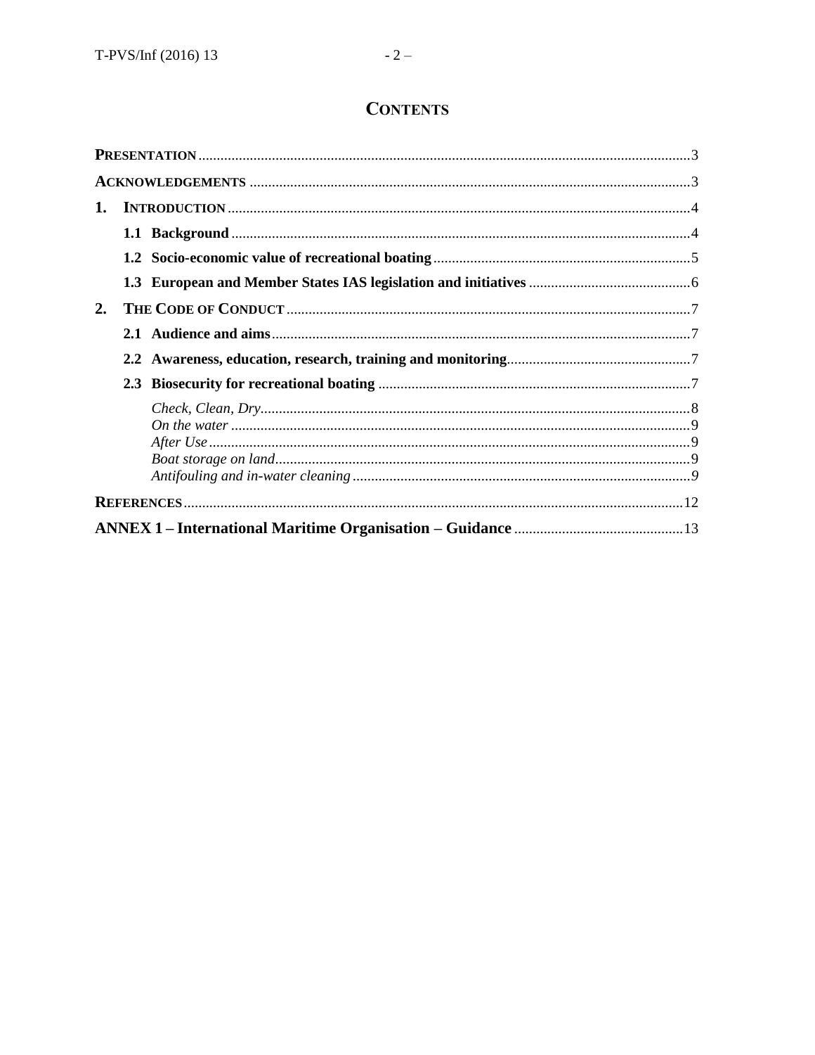# CONTENTS

**PRESENTATION** .....3

**ACKNOWLEDGEMENTS** .....3

**1. INTRODUCTION** .....4

- **1.1 Background** .....4
- **1.2 Socio-economic value of recreational boating** .....5
- **1.3 European and Member States IAS legislation and initiatives** .....6

**2. THE CODE OF CONDUCT** .....7

- **2.1 Audience and aims** .....7
- **2.2 Awareness, education, research, training and monitoring** .....7
- **2.3 Biosecurity for recreational boating** .....7
  - *Check, Clean, Dry* .....8
  - *On the water* .....9
  - *After Use* .....9
  - *Boat storage on land* .....9
  - *Antifouling and in-water cleaning* .....9

**REFERENCES** .....12

**ANNEX 1 – International Maritime Organisation – Guidance** .....13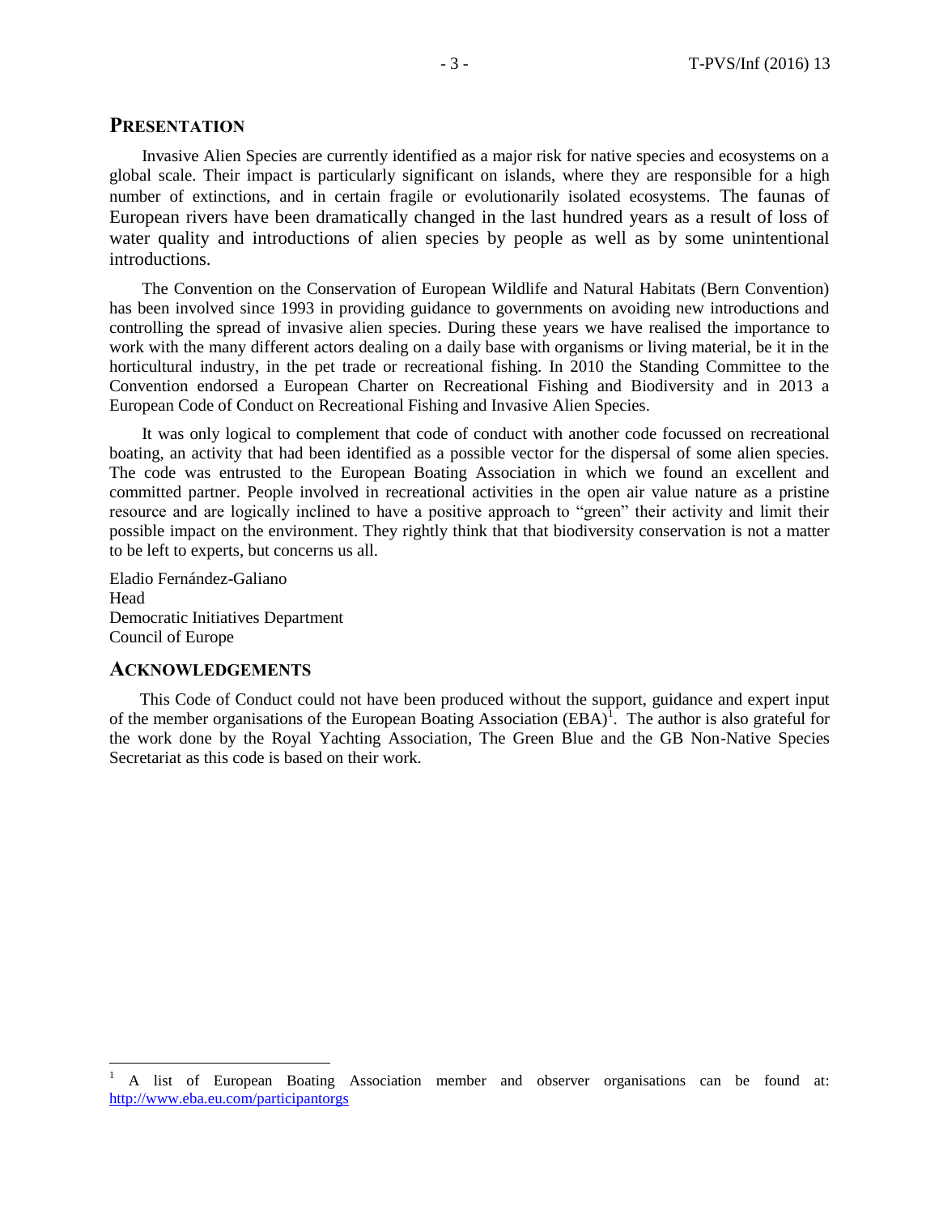## PRESENTATION

Invasive Alien Species are currently identified as a major risk for native species and ecosystems on a global scale. Their impact is particularly significant on islands, where they are responsible for a high number of extinctions, and in certain fragile or evolutionarily isolated ecosystems. The faunas of European rivers have been dramatically changed in the last hundred years as a result of loss of water quality and introductions of alien species by people as well as by some unintentional introductions.

The Convention on the Conservation of European Wildlife and Natural Habitats (Bern Convention) has been involved since 1993 in providing guidance to governments on avoiding new introductions and controlling the spread of invasive alien species. During these years we have realised the importance to work with the many different actors dealing on a daily base with organisms or living material, be it in the horticultural industry, in the pet trade or recreational fishing. In 2010 the Standing Committee to the Convention endorsed a European Charter on Recreational Fishing and Biodiversity and in 2013 a European Code of Conduct on Recreational Fishing and Invasive Alien Species.

It was only logical to complement that code of conduct with another code focussed on recreational boating, an activity that had been identified as a possible vector for the dispersal of some alien species. The code was entrusted to the European Boating Association in which we found an excellent and committed partner. People involved in recreational activities in the open air value nature as a pristine resource and are logically inclined to have a positive approach to "green" their activity and limit their possible impact on the environment. They rightly think that that biodiversity conservation is not a matter to be left to experts, but concerns us all.

Eladio Fernández-Galiano
Head
Democratic Initiatives Department
Council of Europe

## ACKNOWLEDGEMENTS

This Code of Conduct could not have been produced without the support, guidance and expert input of the member organisations of the European Boating Association (EBA)[1]. The author is also grateful for the work done by the Royal Yachting Association, The Green Blue and the GB Non-Native Species Secretariat as this code is based on their work.

---

[1] A list of European Boating Association member and observer organisations can be found at: http://www.eba.eu.com/participantorgs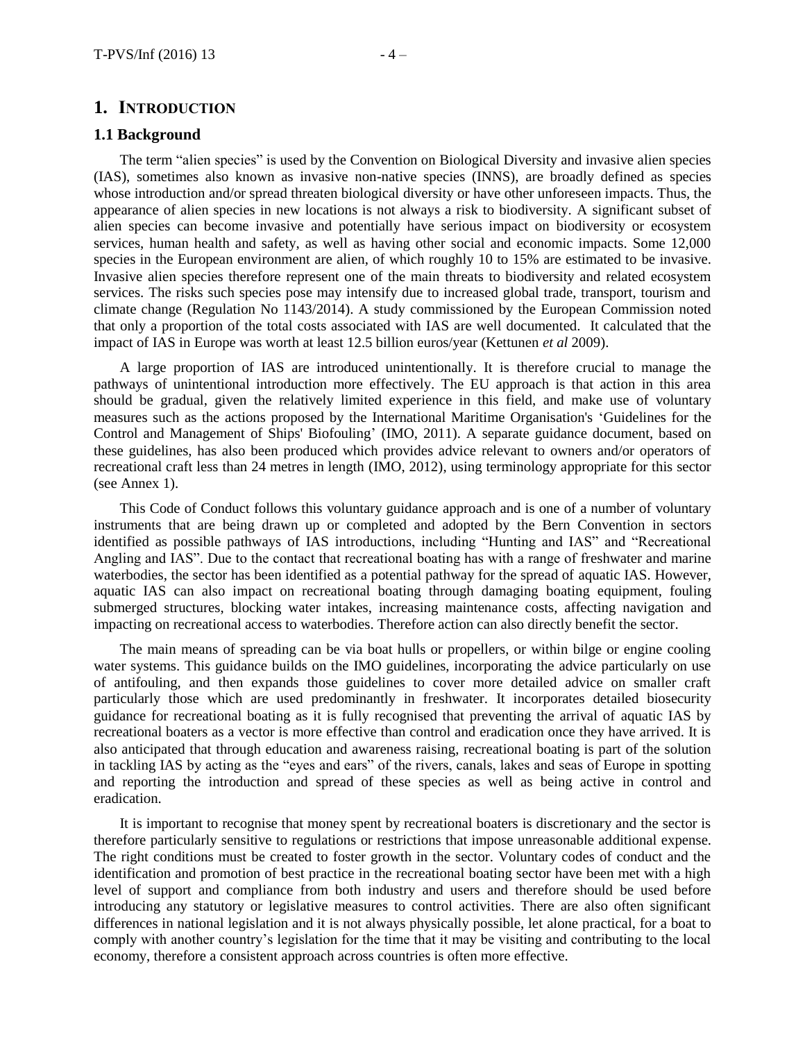# 1. INTRODUCTION

## 1.1 Background

The term "alien species" is used by the Convention on Biological Diversity and invasive alien species (IAS), sometimes also known as invasive non-native species (INNS), are broadly defined as species whose introduction and/or spread threaten biological diversity or have other unforeseen impacts. Thus, the appearance of alien species in new locations is not always a risk to biodiversity. A significant subset of alien species can become invasive and potentially have serious impact on biodiversity or ecosystem services, human health and safety, as well as having other social and economic impacts. Some 12,000 species in the European environment are alien, of which roughly 10 to 15% are estimated to be invasive. Invasive alien species therefore represent one of the main threats to biodiversity and related ecosystem services. The risks such species pose may intensify due to increased global trade, transport, tourism and climate change (Regulation No 1143/2014). A study commissioned by the European Commission noted that only a proportion of the total costs associated with IAS are well documented. It calculated that the impact of IAS in Europe was worth at least 12.5 billion euros/year (Kettunen *et al* 2009).

A large proportion of IAS are introduced unintentionally. It is therefore crucial to manage the pathways of unintentional introduction more effectively. The EU approach is that action in this area should be gradual, given the relatively limited experience in this field, and make use of voluntary measures such as the actions proposed by the International Maritime Organisation's 'Guidelines for the Control and Management of Ships' Biofouling' (IMO, 2011). A separate guidance document, based on these guidelines, has also been produced which provides advice relevant to owners and/or operators of recreational craft less than 24 metres in length (IMO, 2012), using terminology appropriate for this sector (see Annex 1).

This Code of Conduct follows this voluntary guidance approach and is one of a number of voluntary instruments that are being drawn up or completed and adopted by the Bern Convention in sectors identified as possible pathways of IAS introductions, including "Hunting and IAS" and "Recreational Angling and IAS". Due to the contact that recreational boating has with a range of freshwater and marine waterbodies, the sector has been identified as a potential pathway for the spread of aquatic IAS. However, aquatic IAS can also impact on recreational boating through damaging boating equipment, fouling submerged structures, blocking water intakes, increasing maintenance costs, affecting navigation and impacting on recreational access to waterbodies. Therefore action can also directly benefit the sector.

The main means of spreading can be via boat hulls or propellers, or within bilge or engine cooling water systems. This guidance builds on the IMO guidelines, incorporating the advice particularly on use of antifouling, and then expands those guidelines to cover more detailed advice on smaller craft particularly those which are used predominantly in freshwater. It incorporates detailed biosecurity guidance for recreational boating as it is fully recognised that preventing the arrival of aquatic IAS by recreational boaters as a vector is more effective than control and eradication once they have arrived. It is also anticipated that through education and awareness raising, recreational boating is part of the solution in tackling IAS by acting as the "eyes and ears" of the rivers, canals, lakes and seas of Europe in spotting and reporting the introduction and spread of these species as well as being active in control and eradication.

It is important to recognise that money spent by recreational boaters is discretionary and the sector is therefore particularly sensitive to regulations or restrictions that impose unreasonable additional expense. The right conditions must be created to foster growth in the sector. Voluntary codes of conduct and the identification and promotion of best practice in the recreational boating sector have been met with a high level of support and compliance from both industry and users and therefore should be used before introducing any statutory or legislative measures to control activities. There are also often significant differences in national legislation and it is not always physically possible, let alone practical, for a boat to comply with another country's legislation for the time that it may be visiting and contributing to the local economy, therefore a consistent approach across countries is often more effective.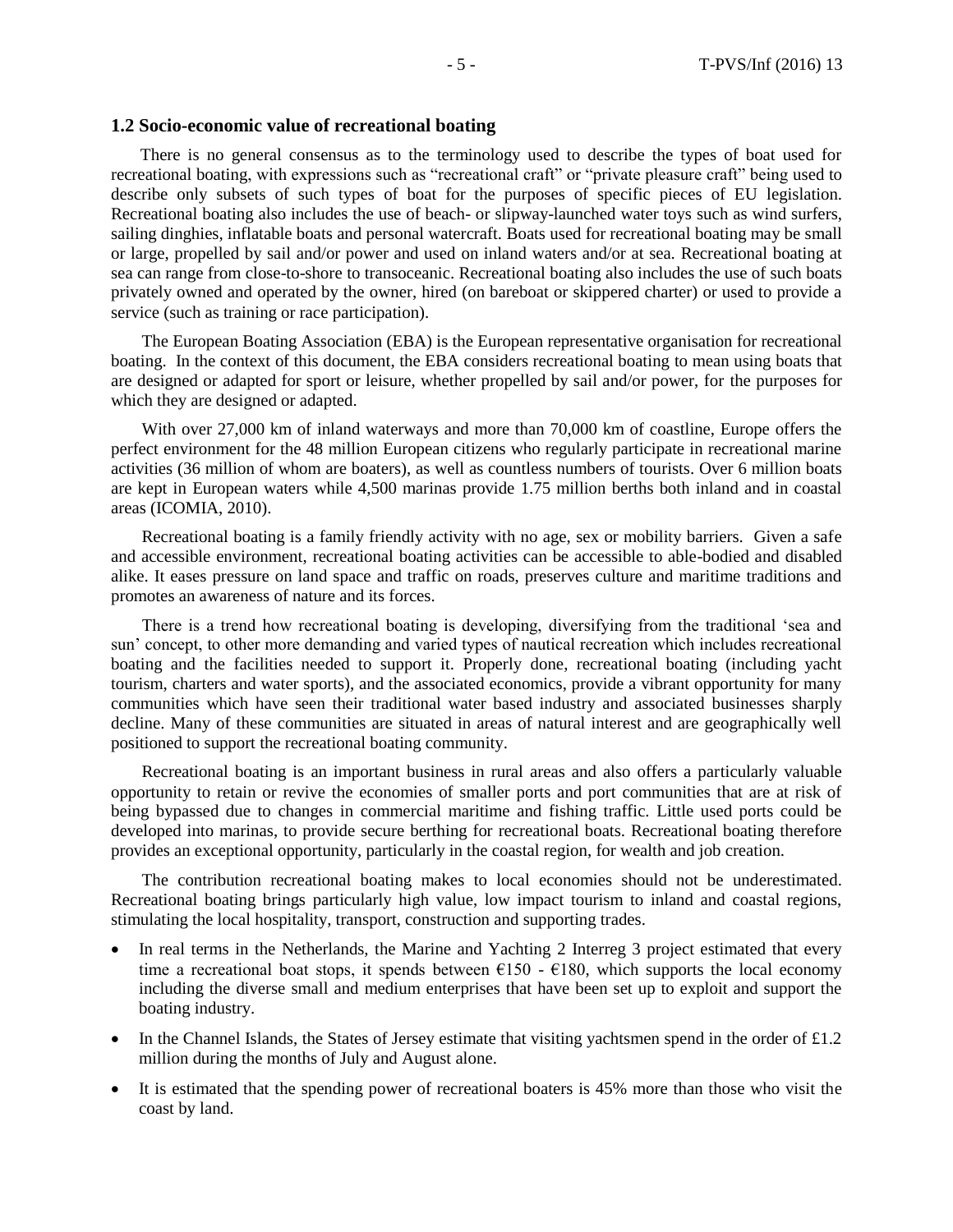### 1.2 Socio-economic value of recreational boating

There is no general consensus as to the terminology used to describe the types of boat used for recreational boating, with expressions such as "recreational craft" or "private pleasure craft" being used to describe only subsets of such types of boat for the purposes of specific pieces of EU legislation. Recreational boating also includes the use of beach- or slipway-launched water toys such as wind surfers, sailing dinghies, inflatable boats and personal watercraft. Boats used for recreational boating may be small or large, propelled by sail and/or power and used on inland waters and/or at sea. Recreational boating at sea can range from close-to-shore to transoceanic. Recreational boating also includes the use of such boats privately owned and operated by the owner, hired (on bareboat or skippered charter) or used to provide a service (such as training or race participation).

The European Boating Association (EBA) is the European representative organisation for recreational boating. In the context of this document, the EBA considers recreational boating to mean using boats that are designed or adapted for sport or leisure, whether propelled by sail and/or power, for the purposes for which they are designed or adapted.

With over 27,000 km of inland waterways and more than 70,000 km of coastline, Europe offers the perfect environment for the 48 million European citizens who regularly participate in recreational marine activities (36 million of whom are boaters), as well as countless numbers of tourists. Over 6 million boats are kept in European waters while 4,500 marinas provide 1.75 million berths both inland and in coastal areas (ICOMIA, 2010).

Recreational boating is a family friendly activity with no age, sex or mobility barriers. Given a safe and accessible environment, recreational boating activities can be accessible to able-bodied and disabled alike. It eases pressure on land space and traffic on roads, preserves culture and maritime traditions and promotes an awareness of nature and its forces.

There is a trend how recreational boating is developing, diversifying from the traditional 'sea and sun' concept, to other more demanding and varied types of nautical recreation which includes recreational boating and the facilities needed to support it. Properly done, recreational boating (including yacht tourism, charters and water sports), and the associated economics, provide a vibrant opportunity for many communities which have seen their traditional water based industry and associated businesses sharply decline. Many of these communities are situated in areas of natural interest and are geographically well positioned to support the recreational boating community.

Recreational boating is an important business in rural areas and also offers a particularly valuable opportunity to retain or revive the economies of smaller ports and port communities that are at risk of being bypassed due to changes in commercial maritime and fishing traffic. Little used ports could be developed into marinas, to provide secure berthing for recreational boats. Recreational boating therefore provides an exceptional opportunity, particularly in the coastal region, for wealth and job creation.

The contribution recreational boating makes to local economies should not be underestimated. Recreational boating brings particularly high value, low impact tourism to inland and coastal regions, stimulating the local hospitality, transport, construction and supporting trades.

- In real terms in the Netherlands, the Marine and Yachting 2 Interreg 3 project estimated that every time a recreational boat stops, it spends between €150 - €180, which supports the local economy including the diverse small and medium enterprises that have been set up to exploit and support the boating industry.
- In the Channel Islands, the States of Jersey estimate that visiting yachtsmen spend in the order of £1.2 million during the months of July and August alone.
- It is estimated that the spending power of recreational boaters is 45% more than those who visit the coast by land.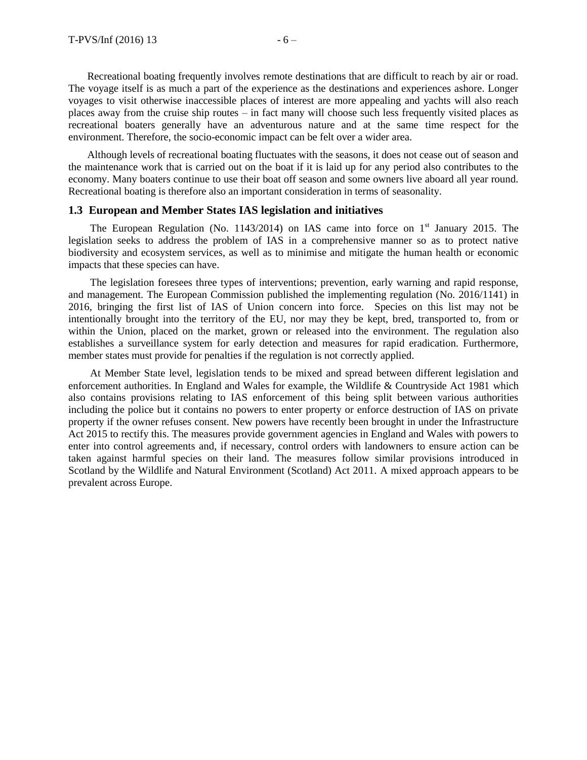Recreational boating frequently involves remote destinations that are difficult to reach by air or road. The voyage itself is as much a part of the experience as the destinations and experiences ashore. Longer voyages to visit otherwise inaccessible places of interest are more appealing and yachts will also reach places away from the cruise ship routes – in fact many will choose such less frequently visited places as recreational boaters generally have an adventurous nature and at the same time respect for the environment. Therefore, the socio-economic impact can be felt over a wider area.

Although levels of recreational boating fluctuates with the seasons, it does not cease out of season and the maintenance work that is carried out on the boat if it is laid up for any period also contributes to the economy. Many boaters continue to use their boat off season and some owners live aboard all year round. Recreational boating is therefore also an important consideration in terms of seasonality.

### 1.3 European and Member States IAS legislation and initiatives

The European Regulation (No. 1143/2014) on IAS came into force on 1st January 2015. The legislation seeks to address the problem of IAS in a comprehensive manner so as to protect native biodiversity and ecosystem services, as well as to minimise and mitigate the human health or economic impacts that these species can have.

The legislation foresees three types of interventions; prevention, early warning and rapid response, and management. The European Commission published the implementing regulation (No. 2016/1141) in 2016, bringing the first list of IAS of Union concern into force. Species on this list may not be intentionally brought into the territory of the EU, nor may they be kept, bred, transported to, from or within the Union, placed on the market, grown or released into the environment. The regulation also establishes a surveillance system for early detection and measures for rapid eradication. Furthermore, member states must provide for penalties if the regulation is not correctly applied.

At Member State level, legislation tends to be mixed and spread between different legislation and enforcement authorities. In England and Wales for example, the Wildlife & Countryside Act 1981 which also contains provisions relating to IAS enforcement of this being split between various authorities including the police but it contains no powers to enter property or enforce destruction of IAS on private property if the owner refuses consent. New powers have recently been brought in under the Infrastructure Act 2015 to rectify this. The measures provide government agencies in England and Wales with powers to enter into control agreements and, if necessary, control orders with landowners to ensure action can be taken against harmful species on their land. The measures follow similar provisions introduced in Scotland by the Wildlife and Natural Environment (Scotland) Act 2011. A mixed approach appears to be prevalent across Europe.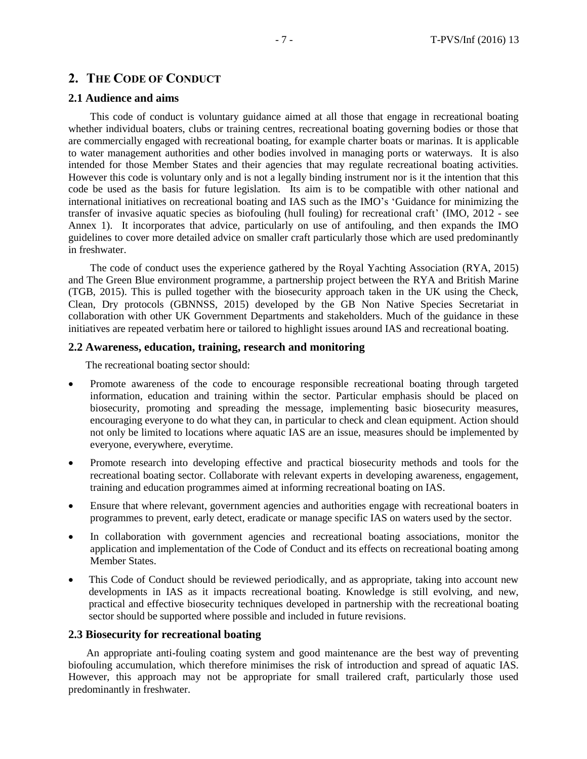## 2. The Code of Conduct

### 2.1 Audience and aims

This code of conduct is voluntary guidance aimed at all those that engage in recreational boating whether individual boaters, clubs or training centres, recreational boating governing bodies or those that are commercially engaged with recreational boating, for example charter boats or marinas. It is applicable to water management authorities and other bodies involved in managing ports or waterways. It is also intended for those Member States and their agencies that may regulate recreational boating activities. However this code is voluntary only and is not a legally binding instrument nor is it the intention that this code be used as the basis for future legislation. Its aim is to be compatible with other national and international initiatives on recreational boating and IAS such as the IMO's 'Guidance for minimizing the transfer of invasive aquatic species as biofouling (hull fouling) for recreational craft' (IMO, 2012 - see Annex 1). It incorporates that advice, particularly on use of antifouling, and then expands the IMO guidelines to cover more detailed advice on smaller craft particularly those which are used predominantly in freshwater.

The code of conduct uses the experience gathered by the Royal Yachting Association (RYA, 2015) and The Green Blue environment programme, a partnership project between the RYA and British Marine (TGB, 2015). This is pulled together with the biosecurity approach taken in the UK using the Check, Clean, Dry protocols (GBNNSS, 2015) developed by the GB Non Native Species Secretariat in collaboration with other UK Government Departments and stakeholders. Much of the guidance in these initiatives are repeated verbatim here or tailored to highlight issues around IAS and recreational boating.

### 2.2 Awareness, education, training, research and monitoring

The recreational boating sector should:

- Promote awareness of the code to encourage responsible recreational boating through targeted information, education and training within the sector. Particular emphasis should be placed on biosecurity, promoting and spreading the message, implementing basic biosecurity measures, encouraging everyone to do what they can, in particular to check and clean equipment. Action should not only be limited to locations where aquatic IAS are an issue, measures should be implemented by everyone, everywhere, everytime.
- Promote research into developing effective and practical biosecurity methods and tools for the recreational boating sector. Collaborate with relevant experts in developing awareness, engagement, training and education programmes aimed at informing recreational boating on IAS.
- Ensure that where relevant, government agencies and authorities engage with recreational boaters in programmes to prevent, early detect, eradicate or manage specific IAS on waters used by the sector.
- In collaboration with government agencies and recreational boating associations, monitor the application and implementation of the Code of Conduct and its effects on recreational boating among Member States.
- This Code of Conduct should be reviewed periodically, and as appropriate, taking into account new developments in IAS as it impacts recreational boating. Knowledge is still evolving, and new, practical and effective biosecurity techniques developed in partnership with the recreational boating sector should be supported where possible and included in future revisions.

### 2.3 Biosecurity for recreational boating

An appropriate anti-fouling coating system and good maintenance are the best way of preventing biofouling accumulation, which therefore minimises the risk of introduction and spread of aquatic IAS. However, this approach may not be appropriate for small trailered craft, particularly those used predominantly in freshwater.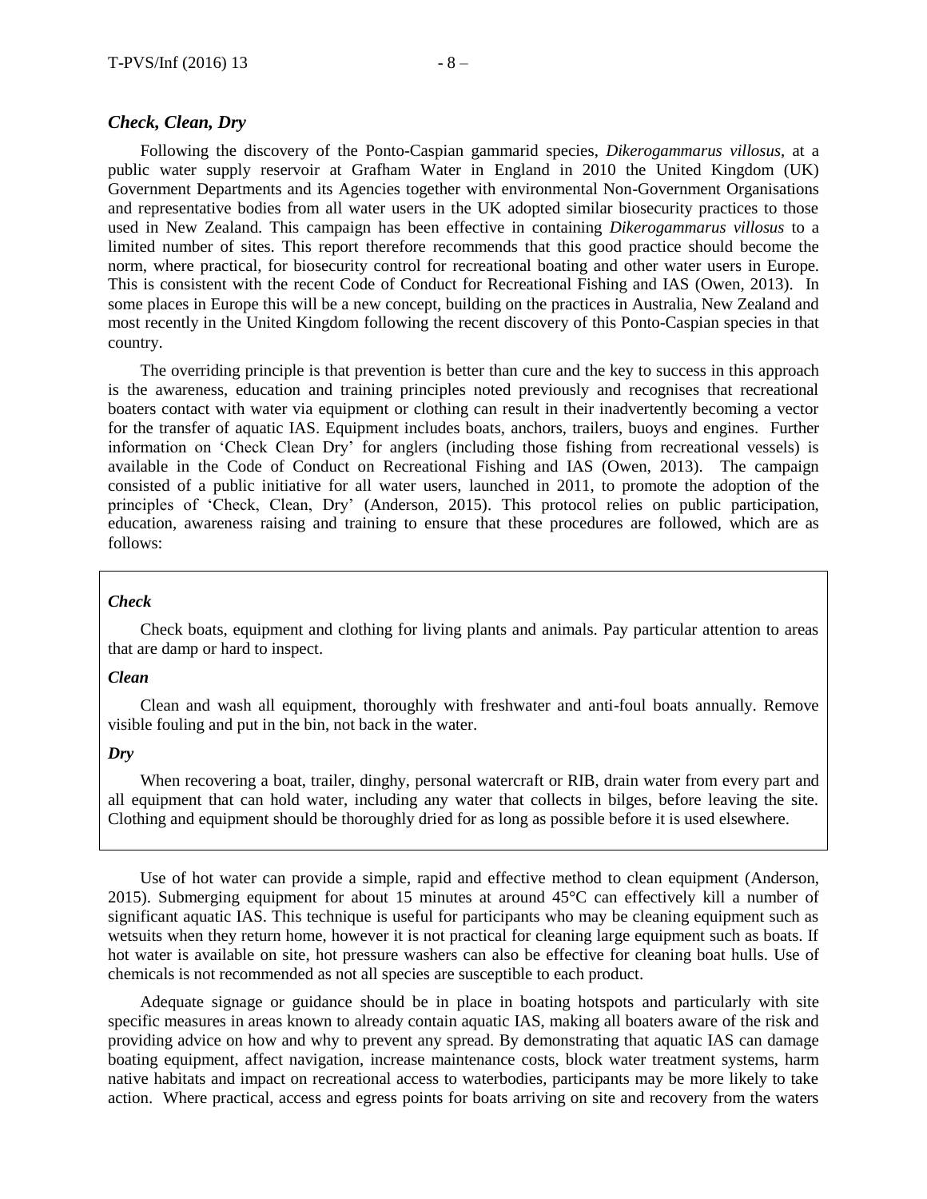### *Check, Clean, Dry*

Following the discovery of the Ponto-Caspian gammarid species, *Dikerogammarus villosus*, at a public water supply reservoir at Grafham Water in England in 2010 the United Kingdom (UK) Government Departments and its Agencies together with environmental Non-Government Organisations and representative bodies from all water users in the UK adopted similar biosecurity practices to those used in New Zealand. This campaign has been effective in containing *Dikerogammarus villosus* to a limited number of sites. This report therefore recommends that this good practice should become the norm, where practical, for biosecurity control for recreational boating and other water users in Europe. This is consistent with the recent Code of Conduct for Recreational Fishing and IAS (Owen, 2013). In some places in Europe this will be a new concept, building on the practices in Australia, New Zealand and most recently in the United Kingdom following the recent discovery of this Ponto-Caspian species in that country.

The overriding principle is that prevention is better than cure and the key to success in this approach is the awareness, education and training principles noted previously and recognises that recreational boaters contact with water via equipment or clothing can result in their inadvertently becoming a vector for the transfer of aquatic IAS. Equipment includes boats, anchors, trailers, buoys and engines. Further information on 'Check Clean Dry' for anglers (including those fishing from recreational vessels) is available in the Code of Conduct on Recreational Fishing and IAS (Owen, 2013). The campaign consisted of a public initiative for all water users, launched in 2011, to promote the adoption of the principles of 'Check, Clean, Dry' (Anderson, 2015). This protocol relies on public participation, education, awareness raising and training to ensure that these procedures are followed, which are as follows:

***Check***

Check boats, equipment and clothing for living plants and animals. Pay particular attention to areas that are damp or hard to inspect.

***Clean***

Clean and wash all equipment, thoroughly with freshwater and anti-foul boats annually. Remove visible fouling and put in the bin, not back in the water.

***Dry***

When recovering a boat, trailer, dinghy, personal watercraft or RIB, drain water from every part and all equipment that can hold water, including any water that collects in bilges, before leaving the site. Clothing and equipment should be thoroughly dried for as long as possible before it is used elsewhere.

Use of hot water can provide a simple, rapid and effective method to clean equipment (Anderson, 2015). Submerging equipment for about 15 minutes at around 45°C can effectively kill a number of significant aquatic IAS. This technique is useful for participants who may be cleaning equipment such as wetsuits when they return home, however it is not practical for cleaning large equipment such as boats. If hot water is available on site, hot pressure washers can also be effective for cleaning boat hulls. Use of chemicals is not recommended as not all species are susceptible to each product.

Adequate signage or guidance should be in place in boating hotspots and particularly with site specific measures in areas known to already contain aquatic IAS, making all boaters aware of the risk and providing advice on how and why to prevent any spread. By demonstrating that aquatic IAS can damage boating equipment, affect navigation, increase maintenance costs, block water treatment systems, harm native habitats and impact on recreational access to waterbodies, participants may be more likely to take action. Where practical, access and egress points for boats arriving on site and recovery from the waters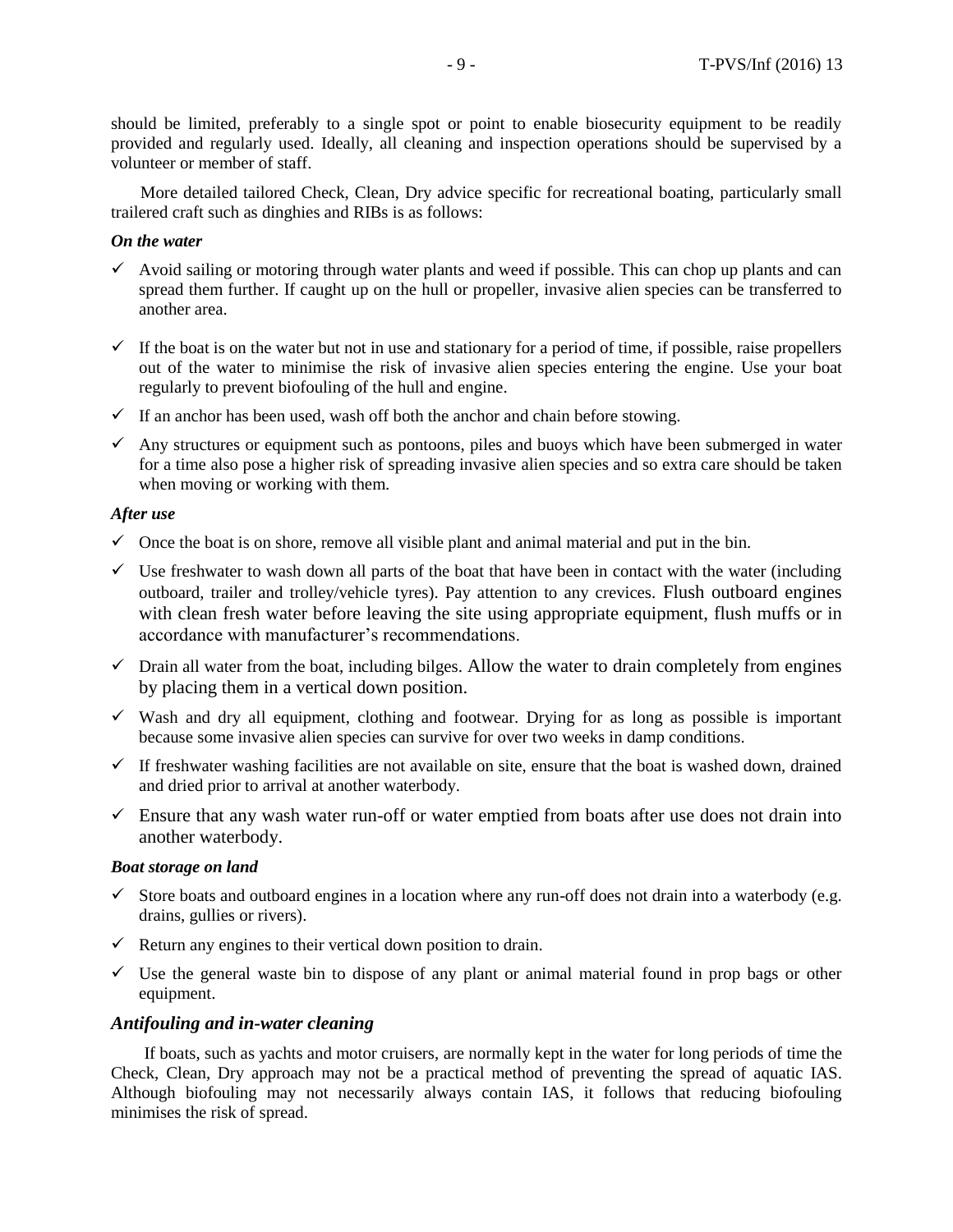should be limited, preferably to a single spot or point to enable biosecurity equipment to be readily provided and regularly used. Ideally, all cleaning and inspection operations should be supervised by a volunteer or member of staff.

More detailed tailored Check, Clean, Dry advice specific for recreational boating, particularly small trailered craft such as dinghies and RIBs is as follows:

***On the water***

- ✓ Avoid sailing or motoring through water plants and weed if possible. This can chop up plants and can spread them further. If caught up on the hull or propeller, invasive alien species can be transferred to another area.
- ✓ If the boat is on the water but not in use and stationary for a period of time, if possible, raise propellers out of the water to minimise the risk of invasive alien species entering the engine. Use your boat regularly to prevent biofouling of the hull and engine.
- ✓ If an anchor has been used, wash off both the anchor and chain before stowing.
- ✓ Any structures or equipment such as pontoons, piles and buoys which have been submerged in water for a time also pose a higher risk of spreading invasive alien species and so extra care should be taken when moving or working with them.

***After use***

- ✓ Once the boat is on shore, remove all visible plant and animal material and put in the bin.
- ✓ Use freshwater to wash down all parts of the boat that have been in contact with the water (including outboard, trailer and trolley/vehicle tyres). Pay attention to any crevices. Flush outboard engines with clean fresh water before leaving the site using appropriate equipment, flush muffs or in accordance with manufacturer's recommendations.
- ✓ Drain all water from the boat, including bilges. Allow the water to drain completely from engines by placing them in a vertical down position.
- ✓ Wash and dry all equipment, clothing and footwear. Drying for as long as possible is important because some invasive alien species can survive for over two weeks in damp conditions.
- ✓ If freshwater washing facilities are not available on site, ensure that the boat is washed down, drained and dried prior to arrival at another waterbody.
- ✓ Ensure that any wash water run-off or water emptied from boats after use does not drain into another waterbody.

***Boat storage on land***

- ✓ Store boats and outboard engines in a location where any run-off does not drain into a waterbody (e.g. drains, gullies or rivers).
- ✓ Return any engines to their vertical down position to drain.
- ✓ Use the general waste bin to dispose of any plant or animal material found in prop bags or other equipment.

### *Antifouling and in-water cleaning*

If boats, such as yachts and motor cruisers, are normally kept in the water for long periods of time the Check, Clean, Dry approach may not be a practical method of preventing the spread of aquatic IAS. Although biofouling may not necessarily always contain IAS, it follows that reducing biofouling minimises the risk of spread.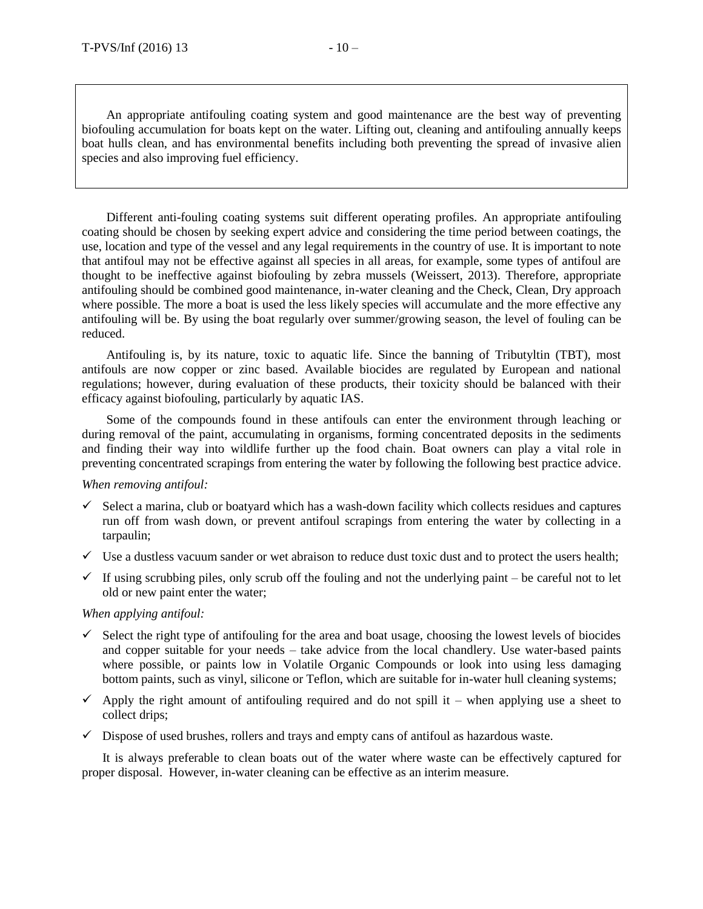> An appropriate antifouling coating system and good maintenance are the best way of preventing biofouling accumulation for boats kept on the water. Lifting out, cleaning and antifouling annually keeps boat hulls clean, and has environmental benefits including both preventing the spread of invasive alien species and also improving fuel efficiency.

Different anti-fouling coating systems suit different operating profiles. An appropriate antifouling coating should be chosen by seeking expert advice and considering the time period between coatings, the use, location and type of the vessel and any legal requirements in the country of use. It is important to note that antifoul may not be effective against all species in all areas, for example, some types of antifoul are thought to be ineffective against biofouling by zebra mussels (Weissert, 2013). Therefore, appropriate antifouling should be combined good maintenance, in-water cleaning and the Check, Clean, Dry approach where possible. The more a boat is used the less likely species will accumulate and the more effective any antifouling will be. By using the boat regularly over summer/growing season, the level of fouling can be reduced.

Antifouling is, by its nature, toxic to aquatic life. Since the banning of Tributyltin (TBT), most antifouls are now copper or zinc based. Available biocides are regulated by European and national regulations; however, during evaluation of these products, their toxicity should be balanced with their efficacy against biofouling, particularly by aquatic IAS.

Some of the compounds found in these antifouls can enter the environment through leaching or during removal of the paint, accumulating in organisms, forming concentrated deposits in the sediments and finding their way into wildlife further up the food chain. Boat owners can play a vital role in preventing concentrated scrapings from entering the water by following the following best practice advice.

*When removing antifoul:*

- ✓ Select a marina, club or boatyard which has a wash-down facility which collects residues and captures run off from wash down, or prevent antifoul scrapings from entering the water by collecting in a tarpaulin;
- ✓ Use a dustless vacuum sander or wet abraison to reduce dust toxic dust and to protect the users health;
- ✓ If using scrubbing piles, only scrub off the fouling and not the underlying paint – be careful not to let old or new paint enter the water;

*When applying antifoul:*

- ✓ Select the right type of antifouling for the area and boat usage, choosing the lowest levels of biocides and copper suitable for your needs – take advice from the local chandlery. Use water-based paints where possible, or paints low in Volatile Organic Compounds or look into using less damaging bottom paints, such as vinyl, silicone or Teflon, which are suitable for in-water hull cleaning systems;
- ✓ Apply the right amount of antifouling required and do not spill it – when applying use a sheet to collect drips;
- ✓ Dispose of used brushes, rollers and trays and empty cans of antifoul as hazardous waste.

It is always preferable to clean boats out of the water where waste can be effectively captured for proper disposal. However, in-water cleaning can be effective as an interim measure.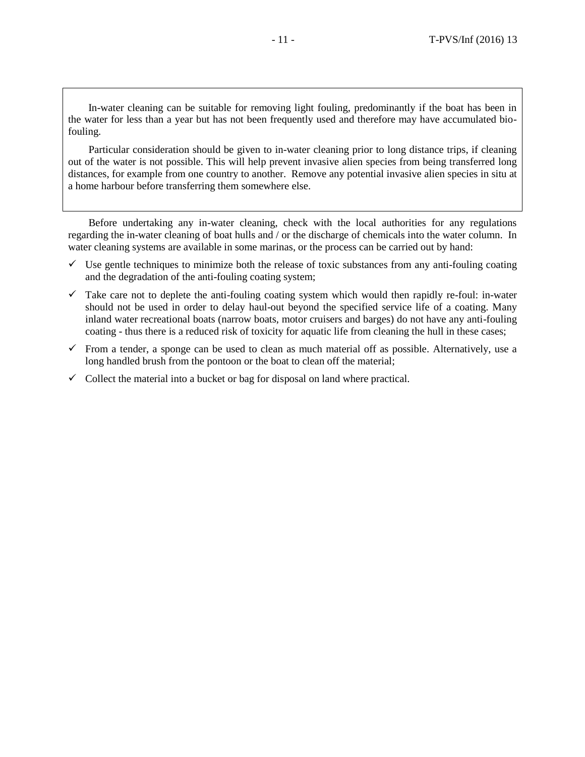In-water cleaning can be suitable for removing light fouling, predominantly if the boat has been in the water for less than a year but has not been frequently used and therefore may have accumulated bio-fouling.

Particular consideration should be given to in-water cleaning prior to long distance trips, if cleaning out of the water is not possible. This will help prevent invasive alien species from being transferred long distances, for example from one country to another. Remove any potential invasive alien species in situ at a home harbour before transferring them somewhere else.

Before undertaking any in-water cleaning, check with the local authorities for any regulations regarding the in-water cleaning of boat hulls and / or the discharge of chemicals into the water column. In water cleaning systems are available in some marinas, or the process can be carried out by hand:

- ✓ Use gentle techniques to minimize both the release of toxic substances from any anti-fouling coating and the degradation of the anti-fouling coating system;
- ✓ Take care not to deplete the anti-fouling coating system which would then rapidly re-foul: in-water should not be used in order to delay haul-out beyond the specified service life of a coating. Many inland water recreational boats (narrow boats, motor cruisers and barges) do not have any anti-fouling coating - thus there is a reduced risk of toxicity for aquatic life from cleaning the hull in these cases;
- ✓ From a tender, a sponge can be used to clean as much material off as possible. Alternatively, use a long handled brush from the pontoon or the boat to clean off the material;
- ✓ Collect the material into a bucket or bag for disposal on land where practical.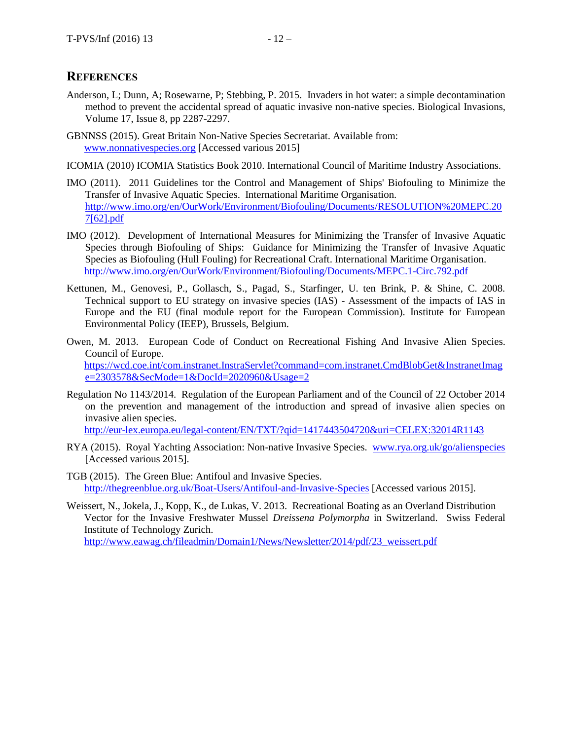## REFERENCES

Anderson, L; Dunn, A; Rosewarne, P; Stebbing, P. 2015. Invaders in hot water: a simple decontamination method to prevent the accidental spread of aquatic invasive non-native species. Biological Invasions, Volume 17, Issue 8, pp 2287-2297.

GBNNSS (2015). Great Britain Non-Native Species Secretariat. Available from: www.nonnativespecies.org [Accessed various 2015]

ICOMIA (2010) ICOMIA Statistics Book 2010. International Council of Maritime Industry Associations.

IMO (2011). 2011 Guidelines tor the Control and Management of Ships' Biofouling to Minimize the Transfer of Invasive Aquatic Species. International Maritime Organisation. http://www.imo.org/en/OurWork/Environment/Biofouling/Documents/RESOLUTION%20MEPC.207[62].pdf

IMO (2012). Development of International Measures for Minimizing the Transfer of Invasive Aquatic Species through Biofouling of Ships: Guidance for Minimizing the Transfer of Invasive Aquatic Species as Biofouling (Hull Fouling) for Recreational Craft. International Maritime Organisation. http://www.imo.org/en/OurWork/Environment/Biofouling/Documents/MEPC.1-Circ.792.pdf

Kettunen, M., Genovesi, P., Gollasch, S., Pagad, S., Starfinger, U. ten Brink, P. & Shine, C. 2008. Technical support to EU strategy on invasive species (IAS) - Assessment of the impacts of IAS in Europe and the EU (final module report for the European Commission). Institute for European Environmental Policy (IEEP), Brussels, Belgium.

Owen, M. 2013. European Code of Conduct on Recreational Fishing And Invasive Alien Species. Council of Europe. https://wcd.coe.int/com.instranet.InstraServlet?command=com.instranet.CmdBlobGet&InstranetImage=2303578&SecMode=1&DocId=2020960&Usage=2

Regulation No 1143/2014. Regulation of the European Parliament and of the Council of 22 October 2014 on the prevention and management of the introduction and spread of invasive alien species on invasive alien species. http://eur-lex.europa.eu/legal-content/EN/TXT/?qid=1417443504720&uri=CELEX:32014R1143

RYA (2015). Royal Yachting Association: Non-native Invasive Species. www.rya.org.uk/go/alienspecies [Accessed various 2015].

TGB (2015). The Green Blue: Antifoul and Invasive Species. http://thegreenblue.org.uk/Boat-Users/Antifoul-and-Invasive-Species [Accessed various 2015].

Weissert, N., Jokela, J., Kopp, K., de Lukas, V. 2013. Recreational Boating as an Overland Distribution Vector for the Invasive Freshwater Mussel *Dreissena Polymorpha* in Switzerland. Swiss Federal Institute of Technology Zurich. http://www.eawag.ch/fileadmin/Domain1/News/Newsletter/2014/pdf/23_weissert.pdf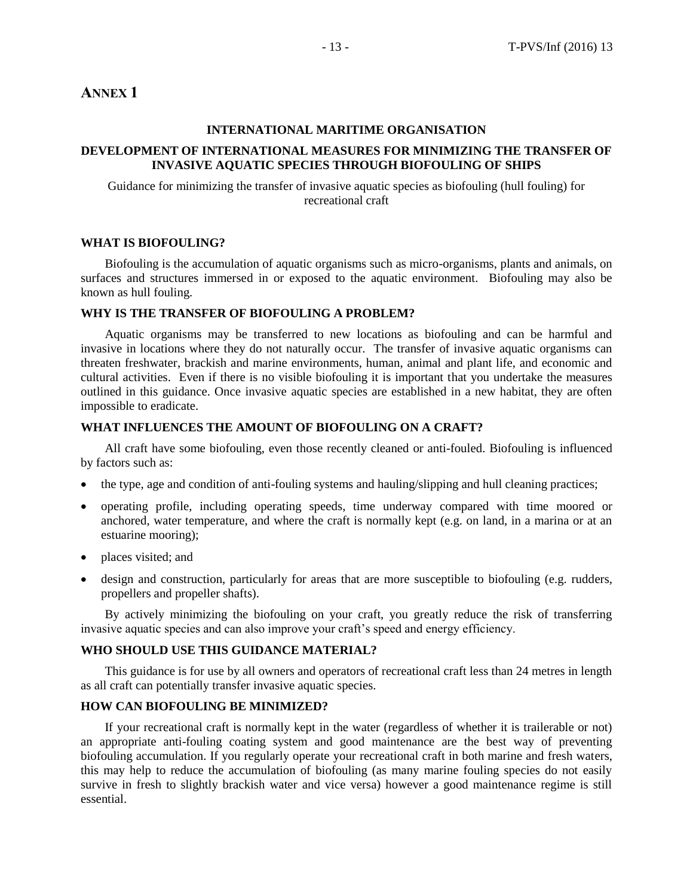# ANNEX 1

**INTERNATIONAL MARITIME ORGANISATION**

**DEVELOPMENT OF INTERNATIONAL MEASURES FOR MINIMIZING THE TRANSFER OF INVASIVE AQUATIC SPECIES THROUGH BIOFOULING OF SHIPS**

Guidance for minimizing the transfer of invasive aquatic species as biofouling (hull fouling) for recreational craft

### WHAT IS BIOFOULING?

Biofouling is the accumulation of aquatic organisms such as micro-organisms, plants and animals, on surfaces and structures immersed in or exposed to the aquatic environment. Biofouling may also be known as hull fouling.

### WHY IS THE TRANSFER OF BIOFOULING A PROBLEM?

Aquatic organisms may be transferred to new locations as biofouling and can be harmful and invasive in locations where they do not naturally occur. The transfer of invasive aquatic organisms can threaten freshwater, brackish and marine environments, human, animal and plant life, and economic and cultural activities. Even if there is no visible biofouling it is important that you undertake the measures outlined in this guidance. Once invasive aquatic species are established in a new habitat, they are often impossible to eradicate.

### WHAT INFLUENCES THE AMOUNT OF BIOFOULING ON A CRAFT?

All craft have some biofouling, even those recently cleaned or anti-fouled. Biofouling is influenced by factors such as:

- the type, age and condition of anti-fouling systems and hauling/slipping and hull cleaning practices;
- operating profile, including operating speeds, time underway compared with time moored or anchored, water temperature, and where the craft is normally kept (e.g. on land, in a marina or at an estuarine mooring);
- places visited; and
- design and construction, particularly for areas that are more susceptible to biofouling (e.g. rudders, propellers and propeller shafts).

By actively minimizing the biofouling on your craft, you greatly reduce the risk of transferring invasive aquatic species and can also improve your craft's speed and energy efficiency.

### WHO SHOULD USE THIS GUIDANCE MATERIAL?

This guidance is for use by all owners and operators of recreational craft less than 24 metres in length as all craft can potentially transfer invasive aquatic species.

### HOW CAN BIOFOULING BE MINIMIZED?

If your recreational craft is normally kept in the water (regardless of whether it is trailerable or not) an appropriate anti-fouling coating system and good maintenance are the best way of preventing biofouling accumulation. If you regularly operate your recreational craft in both marine and fresh waters, this may help to reduce the accumulation of biofouling (as many marine fouling species do not easily survive in fresh to slightly brackish water and vice versa) however a good maintenance regime is still essential.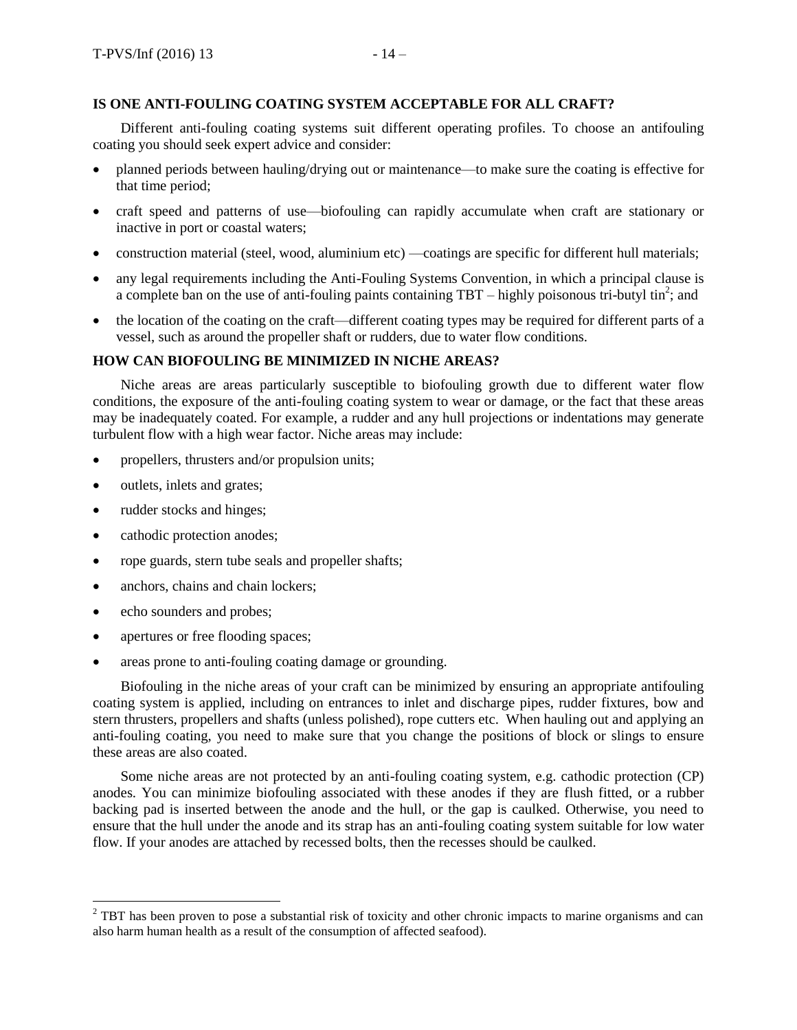## IS ONE ANTI-FOULING COATING SYSTEM ACCEPTABLE FOR ALL CRAFT?

Different anti-fouling coating systems suit different operating profiles. To choose an antifouling coating you should seek expert advice and consider:

- planned periods between hauling/drying out or maintenance—to make sure the coating is effective for that time period;
- craft speed and patterns of use—biofouling can rapidly accumulate when craft are stationary or inactive in port or coastal waters;
- construction material (steel, wood, aluminium etc) —coatings are specific for different hull materials;
- any legal requirements including the Anti-Fouling Systems Convention, in which a principal clause is a complete ban on the use of anti-fouling paints containing TBT – highly poisonous tri-butyl tin[2]; and
- the location of the coating on the craft—different coating types may be required for different parts of a vessel, such as around the propeller shaft or rudders, due to water flow conditions.

## HOW CAN BIOFOULING BE MINIMIZED IN NICHE AREAS?

Niche areas are areas particularly susceptible to biofouling growth due to different water flow conditions, the exposure of the anti-fouling coating system to wear or damage, or the fact that these areas may be inadequately coated. For example, a rudder and any hull projections or indentations may generate turbulent flow with a high wear factor. Niche areas may include:

- propellers, thrusters and/or propulsion units;
- outlets, inlets and grates;
- rudder stocks and hinges;
- cathodic protection anodes;
- rope guards, stern tube seals and propeller shafts;
- anchors, chains and chain lockers;
- echo sounders and probes;
- apertures or free flooding spaces;
- areas prone to anti-fouling coating damage or grounding.

Biofouling in the niche areas of your craft can be minimized by ensuring an appropriate antifouling coating system is applied, including on entrances to inlet and discharge pipes, rudder fixtures, bow and stern thrusters, propellers and shafts (unless polished), rope cutters etc. When hauling out and applying an anti-fouling coating, you need to make sure that you change the positions of block or slings to ensure these areas are also coated.

Some niche areas are not protected by an anti-fouling coating system, e.g. cathodic protection (CP) anodes. You can minimize biofouling associated with these anodes if they are flush fitted, or a rubber backing pad is inserted between the anode and the hull, or the gap is caulked. Otherwise, you need to ensure that the hull under the anode and its strap has an anti-fouling coating system suitable for low water flow. If your anodes are attached by recessed bolts, then the recesses should be caulked.

---

[2] TBT has been proven to pose a substantial risk of toxicity and other chronic impacts to marine organisms and can also harm human health as a result of the consumption of affected seafood).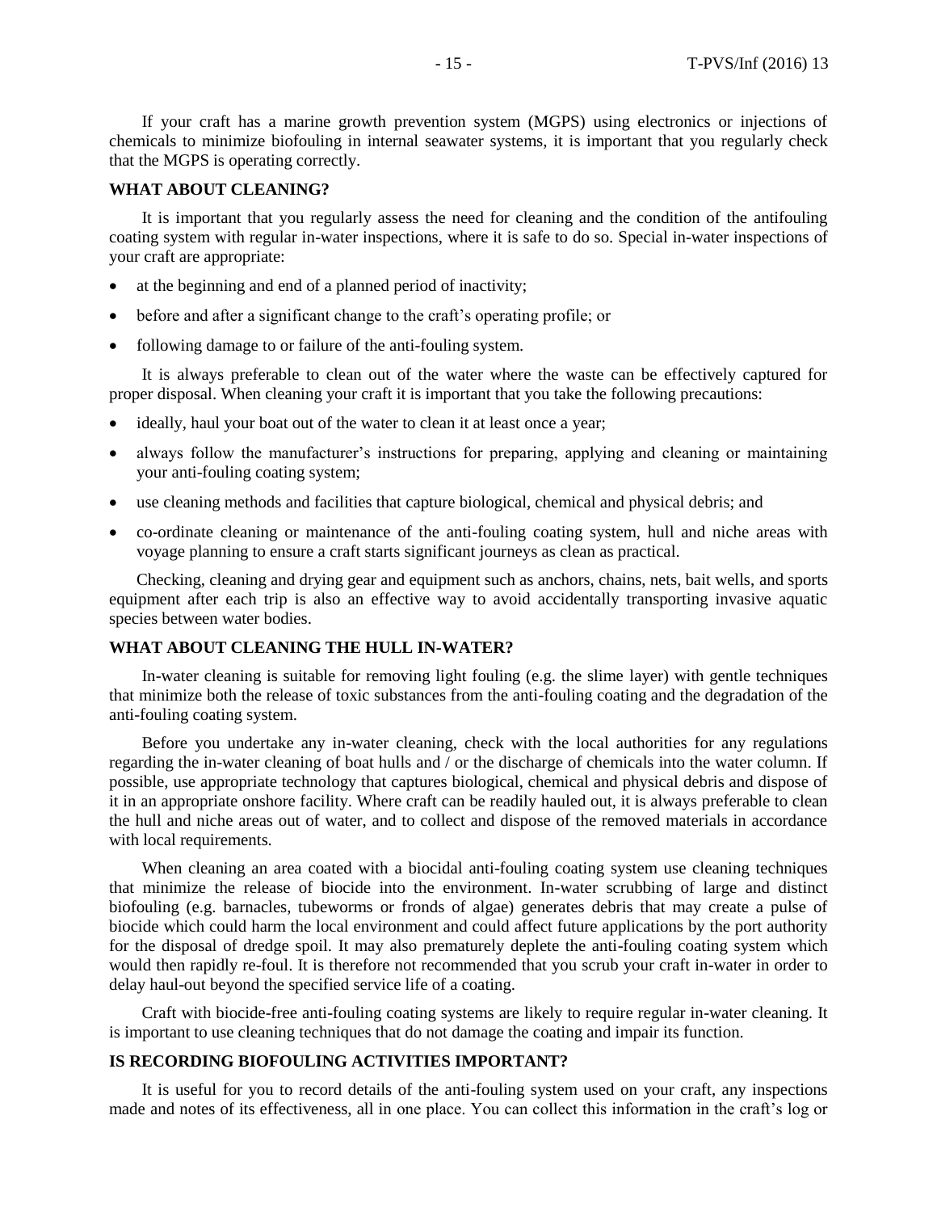If your craft has a marine growth prevention system (MGPS) using electronics or injections of chemicals to minimize biofouling in internal seawater systems, it is important that you regularly check that the MGPS is operating correctly.

### WHAT ABOUT CLEANING?

It is important that you regularly assess the need for cleaning and the condition of the antifouling coating system with regular in-water inspections, where it is safe to do so. Special in-water inspections of your craft are appropriate:

- at the beginning and end of a planned period of inactivity;
- before and after a significant change to the craft's operating profile; or
- following damage to or failure of the anti-fouling system.

It is always preferable to clean out of the water where the waste can be effectively captured for proper disposal. When cleaning your craft it is important that you take the following precautions:

- ideally, haul your boat out of the water to clean it at least once a year;
- always follow the manufacturer's instructions for preparing, applying and cleaning or maintaining your anti-fouling coating system;
- use cleaning methods and facilities that capture biological, chemical and physical debris; and
- co-ordinate cleaning or maintenance of the anti-fouling coating system, hull and niche areas with voyage planning to ensure a craft starts significant journeys as clean as practical.

Checking, cleaning and drying gear and equipment such as anchors, chains, nets, bait wells, and sports equipment after each trip is also an effective way to avoid accidentally transporting invasive aquatic species between water bodies.

### WHAT ABOUT CLEANING THE HULL IN-WATER?

In-water cleaning is suitable for removing light fouling (e.g. the slime layer) with gentle techniques that minimize both the release of toxic substances from the anti-fouling coating and the degradation of the anti-fouling coating system.

Before you undertake any in-water cleaning, check with the local authorities for any regulations regarding the in-water cleaning of boat hulls and / or the discharge of chemicals into the water column. If possible, use appropriate technology that captures biological, chemical and physical debris and dispose of it in an appropriate onshore facility. Where craft can be readily hauled out, it is always preferable to clean the hull and niche areas out of water, and to collect and dispose of the removed materials in accordance with local requirements.

When cleaning an area coated with a biocidal anti-fouling coating system use cleaning techniques that minimize the release of biocide into the environment. In-water scrubbing of large and distinct biofouling (e.g. barnacles, tubeworms or fronds of algae) generates debris that may create a pulse of biocide which could harm the local environment and could affect future applications by the port authority for the disposal of dredge spoil. It may also prematurely deplete the anti-fouling coating system which would then rapidly re-foul. It is therefore not recommended that you scrub your craft in-water in order to delay haul-out beyond the specified service life of a coating.

Craft with biocide-free anti-fouling coating systems are likely to require regular in-water cleaning. It is important to use cleaning techniques that do not damage the coating and impair its function.

### IS RECORDING BIOFOULING ACTIVITIES IMPORTANT?

It is useful for you to record details of the anti-fouling system used on your craft, any inspections made and notes of its effectiveness, all in one place. You can collect this information in the craft's log or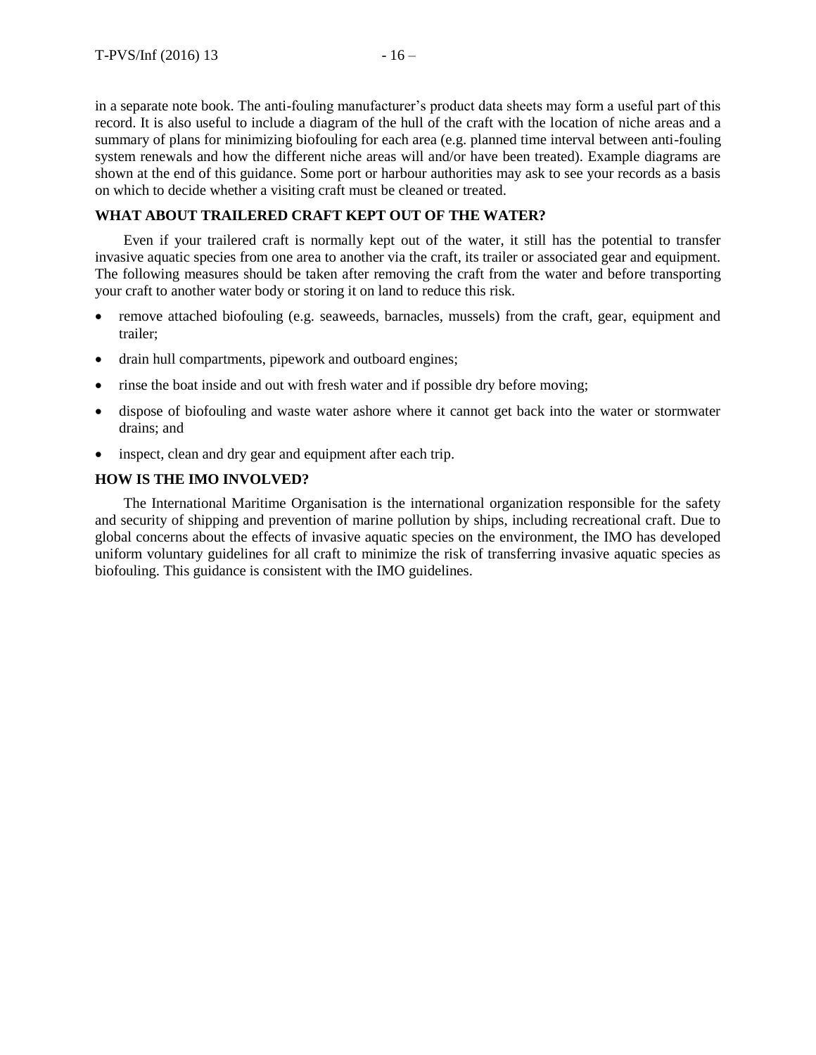in a separate note book. The anti-fouling manufacturer's product data sheets may form a useful part of this record. It is also useful to include a diagram of the hull of the craft with the location of niche areas and a summary of plans for minimizing biofouling for each area (e.g. planned time interval between anti-fouling system renewals and how the different niche areas will and/or have been treated). Example diagrams are shown at the end of this guidance. Some port or harbour authorities may ask to see your records as a basis on which to decide whether a visiting craft must be cleaned or treated.

**WHAT ABOUT TRAILERED CRAFT KEPT OUT OF THE WATER?**

Even if your trailered craft is normally kept out of the water, it still has the potential to transfer invasive aquatic species from one area to another via the craft, its trailer or associated gear and equipment. The following measures should be taken after removing the craft from the water and before transporting your craft to another water body or storing it on land to reduce this risk.

- remove attached biofouling (e.g. seaweeds, barnacles, mussels) from the craft, gear, equipment and trailer;
- drain hull compartments, pipework and outboard engines;
- rinse the boat inside and out with fresh water and if possible dry before moving;
- dispose of biofouling and waste water ashore where it cannot get back into the water or stormwater drains; and
- inspect, clean and dry gear and equipment after each trip.

**HOW IS THE IMO INVOLVED?**

The International Maritime Organisation is the international organization responsible for the safety and security of shipping and prevention of marine pollution by ships, including recreational craft. Due to global concerns about the effects of invasive aquatic species on the environment, the IMO has developed uniform voluntary guidelines for all craft to minimize the risk of transferring invasive aquatic species as biofouling. This guidance is consistent with the IMO guidelines.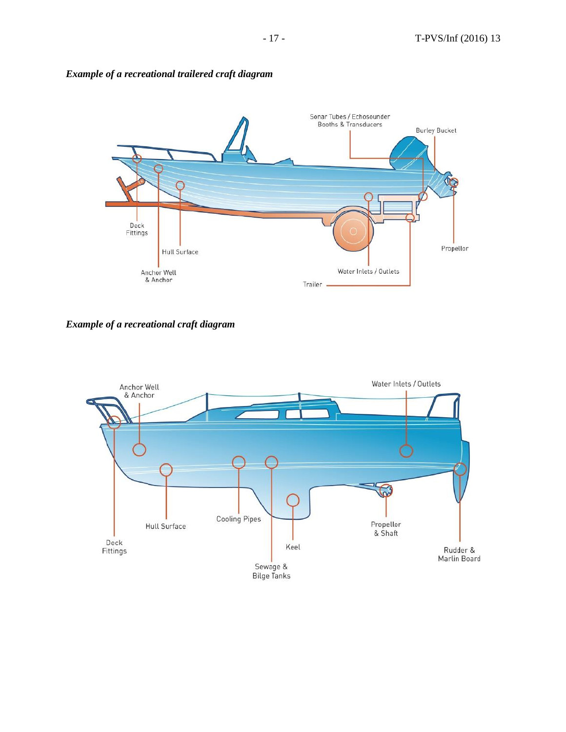*Example of a recreational trailered craft diagram*

Sonar Tubes / Echosounder Booths & Transducers

Burley Bucket

Deck Fittings

Hull Surface

Propellor

Anchor Well & Anchor

Water Inlets / Outlets

Trailer

*Example of a recreational craft diagram*

Anchor Well & Anchor

Water Inlets / Outlets

Cooling Pipes

Hull Surface

Propellor & Shaft

Deck Fittings

Keel

Rudder & Marlin Board

Sewage & Bilge Tanks